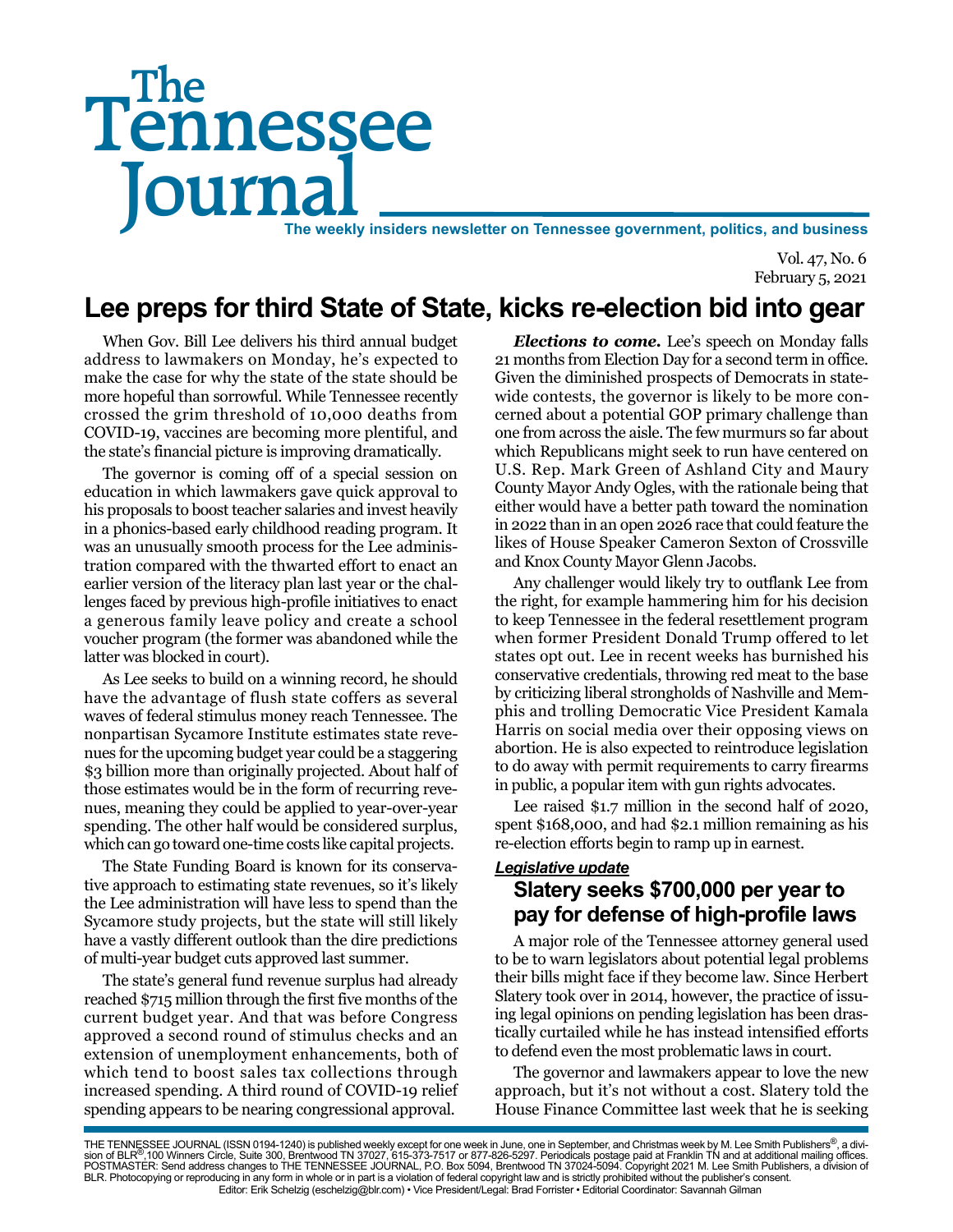# The Tennessee Journal

**The weekly insiders newsletter on Tennessee government, politics, and business**

Vol. 47, No. 6
February 5, 2021

## Lee preps for third State of State, kicks re-election bid into gear

When Gov. Bill Lee delivers his third annual budget address to lawmakers on Monday, he's expected to make the case for why the state of the state should be more hopeful than sorrowful. While Tennessee recently crossed the grim threshold of 10,000 deaths from COVID-19, vaccines are becoming more plentiful, and the state's financial picture is improving dramatically.

The governor is coming off of a special session on education in which lawmakers gave quick approval to his proposals to boost teacher salaries and invest heavily in a phonics-based early childhood reading program. It was an unusually smooth process for the Lee administration compared with the thwarted effort to enact an earlier version of the literacy plan last year or the challenges faced by previous high-profile initiatives to enact a generous family leave policy and create a school voucher program (the former was abandoned while the latter was blocked in court).

As Lee seeks to build on a winning record, he should have the advantage of flush state coffers as several waves of federal stimulus money reach Tennessee. The nonpartisan Sycamore Institute estimates state revenues for the upcoming budget year could be a staggering $3 billion more than originally projected. About half of those estimates would be in the form of recurring revenues, meaning they could be applied to year-over-year spending. The other half would be considered surplus, which can go toward one-time costs like capital projects.

The State Funding Board is known for its conservative approach to estimating state revenues, so it's likely the Lee administration will have less to spend than the Sycamore study projects, but the state will still likely have a vastly different outlook than the dire predictions of multi-year budget cuts approved last summer.

The state's general fund revenue surplus had already reached $715 million through the first five months of the current budget year. And that was before Congress approved a second round of stimulus checks and an extension of unemployment enhancements, both of which tend to boost sales tax collections through increased spending. A third round of COVID-19 relief spending appears to be nearing congressional approval.

***Elections to come.*** Lee's speech on Monday falls 21 months from Election Day for a second term in office. Given the diminished prospects of Democrats in statewide contests, the governor is likely to be more concerned about a potential GOP primary challenge than one from across the aisle. The few murmurs so far about which Republicans might seek to run have centered on U.S. Rep. Mark Green of Ashland City and Maury County Mayor Andy Ogles, with the rationale being that either would have a better path toward the nomination in 2022 than in an open 2026 race that could feature the likes of House Speaker Cameron Sexton of Crossville and Knox County Mayor Glenn Jacobs.

Any challenger would likely try to outflank Lee from the right, for example hammering him for his decision to keep Tennessee in the federal resettlement program when former President Donald Trump offered to let states opt out. Lee in recent weeks has burnished his conservative credentials, throwing red meat to the base by criticizing liberal strongholds of Nashville and Memphis and trolling Democratic Vice President Kamala Harris on social media over their opposing views on abortion. He is also expected to reintroduce legislation to do away with permit requirements to carry firearms in public, a popular item with gun rights advocates.

Lee raised $1.7 million in the second half of 2020, spent $168,000, and had $2.1 million remaining as his re-election efforts begin to ramp up in earnest.

***Legislative update***

### Slatery seeks $700,000 per year to pay for defense of high-profile laws

A major role of the Tennessee attorney general used to be to warn legislators about potential legal problems their bills might face if they become law. Since Herbert Slatery took over in 2014, however, the practice of issuing legal opinions on pending legislation has been drastically curtailed while he has instead intensified efforts to defend even the most problematic laws in court.

The governor and lawmakers appear to love the new approach, but it's not without a cost. Slatery told the House Finance Committee last week that he is seeking

THE TENNESSEE JOURNAL (ISSN 0194-1240) is published weekly except for one week in June, one in September, and Christmas week by M. Lee Smith Publishers®, a division of BLR®, 100 Winners Circle, Suite 300, Brentwood TN 37027, 615-373-7517 or 877-826-5297. Periodicals postage paid at Franklin TN and at additional mailing offices. POSTMASTER: Send address changes to THE TENNESSEE JOURNAL, P.O. Box 5094, Brentwood TN 37024-5094. Copyright 2021 M. Lee Smith Publishers, a division of BLR. Photocopying or reproducing in any form in whole or in part is a violation of federal copyright law and is strictly prohibited without the publisher's consent.
Editor: Erik Schelzig (eschelzig@blr.com) • Vice President/Legal: Brad Forrister • Editorial Coordinator: Savannah Gilman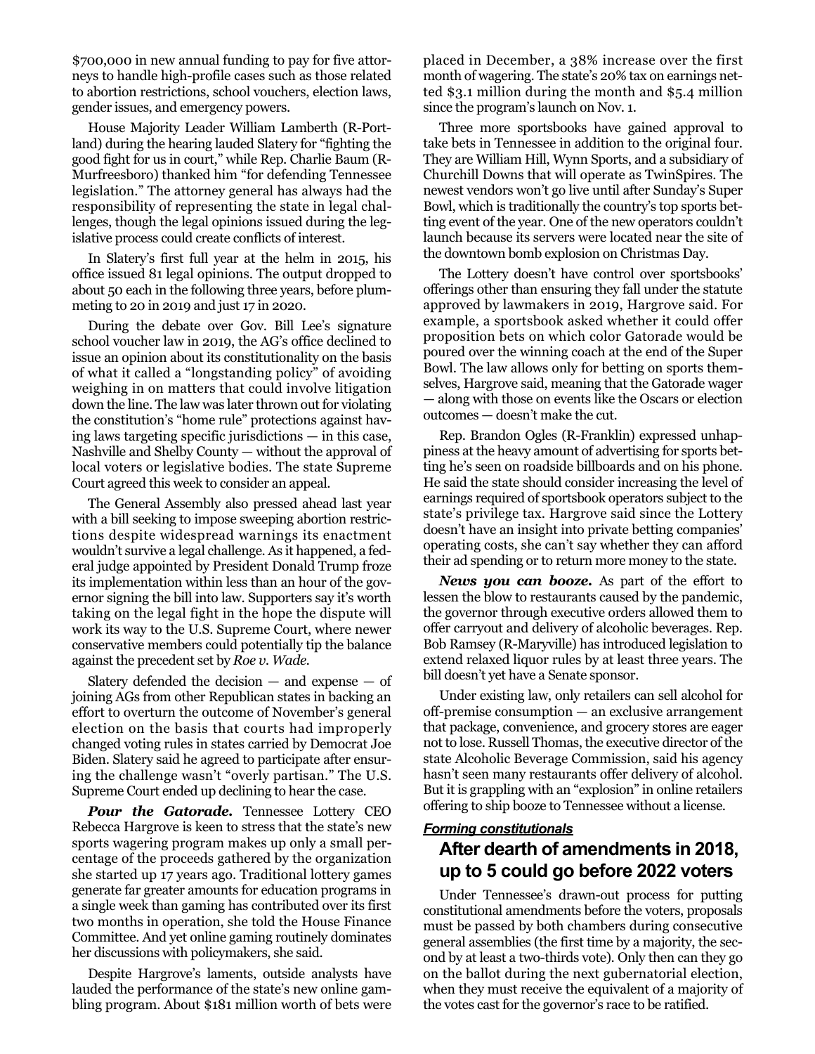$700,000 in new annual funding to pay for five attorneys to handle high-profile cases such as those related to abortion restrictions, school vouchers, election laws, gender issues, and emergency powers.

House Majority Leader William Lamberth (R-Portland) during the hearing lauded Slatery for "fighting the good fight for us in court," while Rep. Charlie Baum (R-Murfreesboro) thanked him "for defending Tennessee legislation." The attorney general has always had the responsibility of representing the state in legal challenges, though the legal opinions issued during the legislative process could create conflicts of interest.

In Slatery's first full year at the helm in 2015, his office issued 81 legal opinions. The output dropped to about 50 each in the following three years, before plummeting to 20 in 2019 and just 17 in 2020.

During the debate over Gov. Bill Lee's signature school voucher law in 2019, the AG's office declined to issue an opinion about its constitutionality on the basis of what it called a "longstanding policy" of avoiding weighing in on matters that could involve litigation down the line. The law was later thrown out for violating the constitution's "home rule" protections against having laws targeting specific jurisdictions — in this case, Nashville and Shelby County — without the approval of local voters or legislative bodies. The state Supreme Court agreed this week to consider an appeal.

The General Assembly also pressed ahead last year with a bill seeking to impose sweeping abortion restrictions despite widespread warnings its enactment wouldn't survive a legal challenge. As it happened, a federal judge appointed by President Donald Trump froze its implementation within less than an hour of the governor signing the bill into law. Supporters say it's worth taking on the legal fight in the hope the dispute will work its way to the U.S. Supreme Court, where newer conservative members could potentially tip the balance against the precedent set by *Roe v. Wade*.

Slatery defended the decision — and expense — of joining AGs from other Republican states in backing an effort to overturn the outcome of November's general election on the basis that courts had improperly changed voting rules in states carried by Democrat Joe Biden. Slatery said he agreed to participate after ensuring the challenge wasn't "overly partisan." The U.S. Supreme Court ended up declining to hear the case.

***Pour the Gatorade.*** Tennessee Lottery CEO Rebecca Hargrove is keen to stress that the state's new sports wagering program makes up only a small percentage of the proceeds gathered by the organization she started up 17 years ago. Traditional lottery games generate far greater amounts for education programs in a single week than gaming has contributed over its first two months in operation, she told the House Finance Committee. And yet online gaming routinely dominates her discussions with policymakers, she said.

Despite Hargrove's laments, outside analysts have lauded the performance of the state's new online gambling program. About $181 million worth of bets were placed in December, a 38% increase over the first month of wagering. The state's 20% tax on earnings netted $3.1 million during the month and $5.4 million since the program's launch on Nov. 1.

Three more sportsbooks have gained approval to take bets in Tennessee in addition to the original four. They are William Hill, Wynn Sports, and a subsidiary of Churchill Downs that will operate as TwinSpires. The newest vendors won't go live until after Sunday's Super Bowl, which is traditionally the country's top sports betting event of the year. One of the new operators couldn't launch because its servers were located near the site of the downtown bomb explosion on Christmas Day.

The Lottery doesn't have control over sportsbooks' offerings other than ensuring they fall under the statute approved by lawmakers in 2019, Hargrove said. For example, a sportsbook asked whether it could offer proposition bets on which color Gatorade would be poured over the winning coach at the end of the Super Bowl. The law allows only for betting on sports themselves, Hargrove said, meaning that the Gatorade wager — along with those on events like the Oscars or election outcomes — doesn't make the cut.

Rep. Brandon Ogles (R-Franklin) expressed unhappiness at the heavy amount of advertising for sports betting he's seen on roadside billboards and on his phone. He said the state should consider increasing the level of earnings required of sportsbook operators subject to the state's privilege tax. Hargrove said since the Lottery doesn't have an insight into private betting companies' operating costs, she can't say whether they can afford their ad spending or to return more money to the state.

***News you can booze.*** As part of the effort to lessen the blow to restaurants caused by the pandemic, the governor through executive orders allowed them to offer carryout and delivery of alcoholic beverages. Rep. Bob Ramsey (R-Maryville) has introduced legislation to extend relaxed liquor rules by at least three years. The bill doesn't yet have a Senate sponsor.

Under existing law, only retailers can sell alcohol for off-premise consumption — an exclusive arrangement that package, convenience, and grocery stores are eager not to lose. Russell Thomas, the executive director of the state Alcoholic Beverage Commission, said his agency hasn't seen many restaurants offer delivery of alcohol. But it is grappling with an "explosion" in online retailers offering to ship booze to Tennessee without a license.

***Forming constitutionals***

## After dearth of amendments in 2018, up to 5 could go before 2022 voters

Under Tennessee's drawn-out process for putting constitutional amendments before the voters, proposals must be passed by both chambers during consecutive general assemblies (the first time by a majority, the second by at least a two-thirds vote). Only then can they go on the ballot during the next gubernatorial election, when they must receive the equivalent of a majority of the votes cast for the governor's race to be ratified.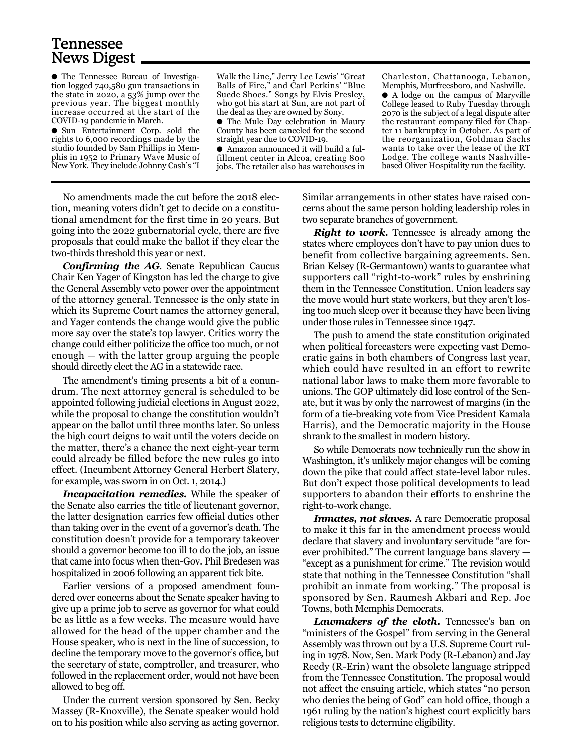## Tennessee News Digest

- The Tennessee Bureau of Investigation logged 740,580 gun transactions in the state in 2020, a 53% jump over the previous year. The biggest monthly increase occurred at the start of the COVID-19 pandemic in March.
- Sun Entertainment Corp. sold the rights to 6,000 recordings made by the studio founded by Sam Phillips in Memphis in 1952 to Primary Wave Music of New York. They include Johnny Cash's "I Walk the Line," Jerry Lee Lewis' "Great Balls of Fire," and Carl Perkins' "Blue Suede Shoes." Songs by Elvis Presley, who got his start at Sun, are not part of the deal as they are owned by Sony.
- The Mule Day celebration in Maury County has been canceled for the second straight year due to COVID-19.
- Amazon announced it will build a fulfillment center in Alcoa, creating 800 jobs. The retailer also has warehouses in Charleston, Chattanooga, Lebanon, Memphis, Murfreesboro, and Nashville.
- A lodge on the campus of Maryville College leased to Ruby Tuesday through 2070 is the subject of a legal dispute after the restaurant company filed for Chapter 11 bankruptcy in October. As part of the reorganization, Goldman Sachs wants to take over the lease of the RT Lodge. The college wants Nashville-based Oliver Hospitality run the facility.

No amendments made the cut before the 2018 election, meaning voters didn't get to decide on a constitutional amendment for the first time in 20 years. But going into the 2022 gubernatorial cycle, there are five proposals that could make the ballot if they clear the two-thirds threshold this year or next.

***Confirming the AG.*** Senate Republican Caucus Chair Ken Yager of Kingston has led the charge to give the General Assembly veto power over the appointment of the attorney general. Tennessee is the only state in which its Supreme Court names the attorney general, and Yager contends the change would give the public more say over the state's top lawyer. Critics worry the change could either politicize the office too much, or not enough — with the latter group arguing the people should directly elect the AG in a statewide race.

The amendment's timing presents a bit of a conundrum. The next attorney general is scheduled to be appointed following judicial elections in August 2022, while the proposal to change the constitution wouldn't appear on the ballot until three months later. So unless the high court deigns to wait until the voters decide on the matter, there's a chance the next eight-year term could already be filled before the new rules go into effect. (Incumbent Attorney General Herbert Slatery, for example, was sworn in on Oct. 1, 2014.)

***Incapacitation remedies.*** While the speaker of the Senate also carries the title of lieutenant governor, the latter designation carries few official duties other than taking over in the event of a governor's death. The constitution doesn't provide for a temporary takeover should a governor become too ill to do the job, an issue that came into focus when then-Gov. Phil Bredesen was hospitalized in 2006 following an apparent tick bite.

Earlier versions of a proposed amendment foundered over concerns about the Senate speaker having to give up a prime job to serve as governor for what could be as little as a few weeks. The measure would have allowed for the head of the upper chamber and the House speaker, who is next in the line of succession, to decline the temporary move to the governor's office, but the secretary of state, comptroller, and treasurer, who followed in the replacement order, would not have been allowed to beg off.

Under the current version sponsored by Sen. Becky Massey (R-Knoxville), the Senate speaker would hold on to his position while also serving as acting governor. Similar arrangements in other states have raised concerns about the same person holding leadership roles in two separate branches of government.

***Right to work.*** Tennessee is already among the states where employees don't have to pay union dues to benefit from collective bargaining agreements. Sen. Brian Kelsey (R-Germantown) wants to guarantee what supporters call "right-to-work" rules by enshrining them in the Tennessee Constitution. Union leaders say the move would hurt state workers, but they aren't losing too much sleep over it because they have been living under those rules in Tennessee since 1947.

The push to amend the state constitution originated when political forecasters were expecting vast Democratic gains in both chambers of Congress last year, which could have resulted in an effort to rewrite national labor laws to make them more favorable to unions. The GOP ultimately did lose control of the Senate, but it was by only the narrowest of margins (in the form of a tie-breaking vote from Vice President Kamala Harris), and the Democratic majority in the House shrank to the smallest in modern history.

So while Democrats now technically run the show in Washington, it's unlikely major changes will be coming down the pike that could affect state-level labor rules. But don't expect those political developments to lead supporters to abandon their efforts to enshrine the right-to-work change.

***Inmates, not slaves.*** A rare Democratic proposal to make it this far in the amendment process would declare that slavery and involuntary servitude "are forever prohibited." The current language bans slavery — "except as a punishment for crime." The revision would state that nothing in the Tennessee Constitution "shall prohibit an inmate from working." The proposal is sponsored by Sen. Raumesh Akbari and Rep. Joe Towns, both Memphis Democrats.

***Lawmakers of the cloth.*** Tennessee's ban on "ministers of the Gospel" from serving in the General Assembly was thrown out by a U.S. Supreme Court ruling in 1978. Now, Sen. Mark Pody (R-Lebanon) and Jay Reedy (R-Erin) want the obsolete language stripped from the Tennessee Constitution. The proposal would not affect the ensuing article, which states "no person who denies the being of God" can hold office, though a 1961 ruling by the nation's highest court explicitly bars religious tests to determine eligibility.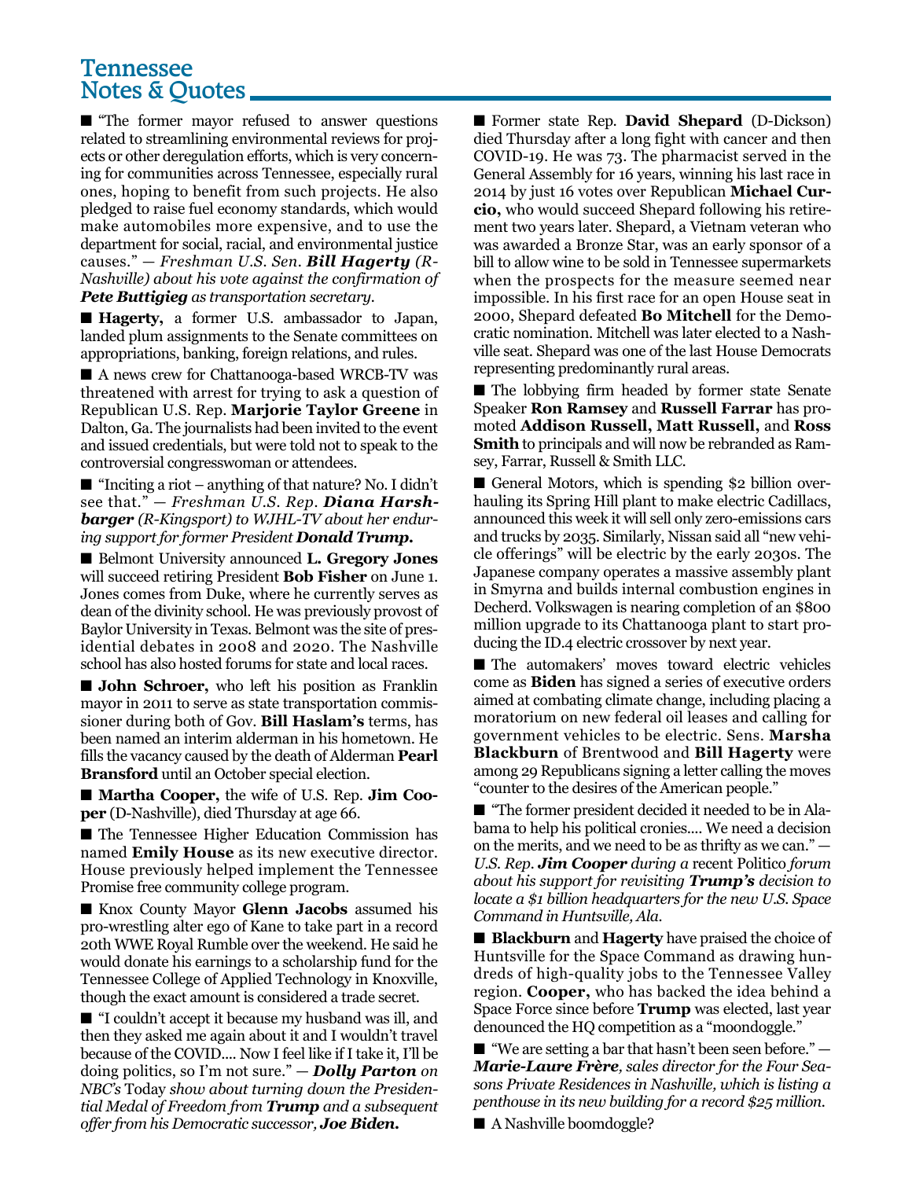# Tennessee Notes & Quotes

■ "The former mayor refused to answer questions related to streamlining environmental reviews for projects or other deregulation efforts, which is very concerning for communities across Tennessee, especially rural ones, hoping to benefit from such projects. He also pledged to raise fuel economy standards, which would make automobiles more expensive, and to use the department for social, racial, and environmental justice causes." — *Freshman U.S. Sen. **Bill Hagerty** (R-Nashville) about his vote against the confirmation of **Pete Buttigieg** as transportation secretary.*

■ **Hagerty,** a former U.S. ambassador to Japan, landed plum assignments to the Senate committees on appropriations, banking, foreign relations, and rules.

■ A news crew for Chattanooga-based WRCB-TV was threatened with arrest for trying to ask a question of Republican U.S. Rep. **Marjorie Taylor Greene** in Dalton, Ga. The journalists had been invited to the event and issued credentials, but were told not to speak to the controversial congresswoman or attendees.

■ "Inciting a riot – anything of that nature? No. I didn't see that." — *Freshman U.S. Rep. **Diana Harshbarger** (R-Kingsport) to WJHL-TV about her enduring support for former President **Donald Trump.***

■ Belmont University announced **L. Gregory Jones** will succeed retiring President **Bob Fisher** on June 1. Jones comes from Duke, where he currently serves as dean of the divinity school. He was previously provost of Baylor University in Texas. Belmont was the site of presidential debates in 2008 and 2020. The Nashville school has also hosted forums for state and local races.

■ **John Schroer,** who left his position as Franklin mayor in 2011 to serve as state transportation commissioner during both of Gov. **Bill Haslam's** terms, has been named an interim alderman in his hometown. He fills the vacancy caused by the death of Alderman **Pearl Bransford** until an October special election.

■ **Martha Cooper,** the wife of U.S. Rep. **Jim Cooper** (D-Nashville), died Thursday at age 66.

■ The Tennessee Higher Education Commission has named **Emily House** as its new executive director. House previously helped implement the Tennessee Promise free community college program.

■ Knox County Mayor **Glenn Jacobs** assumed his pro-wrestling alter ego of Kane to take part in a record 20th WWE Royal Rumble over the weekend. He said he would donate his earnings to a scholarship fund for the Tennessee College of Applied Technology in Knoxville, though the exact amount is considered a trade secret.

■ "I couldn't accept it because my husband was ill, and then they asked me again about it and I wouldn't travel because of the COVID.... Now I feel like if I take it, I'll be doing politics, so I'm not sure." — ***Dolly Parton** on NBC's* Today *show about turning down the Presidential Medal of Freedom from **Trump** and a subsequent offer from his Democratic successor, **Joe Biden.***

■ Former state Rep. **David Shepard** (D-Dickson) died Thursday after a long fight with cancer and then COVID-19. He was 73. The pharmacist served in the General Assembly for 16 years, winning his last race in 2014 by just 16 votes over Republican **Michael Curcio,** who would succeed Shepard following his retirement two years later. Shepard, a Vietnam veteran who was awarded a Bronze Star, was an early sponsor of a bill to allow wine to be sold in Tennessee supermarkets when the prospects for the measure seemed near impossible. In his first race for an open House seat in 2000, Shepard defeated **Bo Mitchell** for the Democratic nomination. Mitchell was later elected to a Nashville seat. Shepard was one of the last House Democrats representing predominantly rural areas.

■ The lobbying firm headed by former state Senate Speaker **Ron Ramsey** and **Russell Farrar** has promoted **Addison Russell, Matt Russell,** and **Ross Smith** to principals and will now be rebranded as Ramsey, Farrar, Russell & Smith LLC.

■ General Motors, which is spending $2 billion overhauling its Spring Hill plant to make electric Cadillacs, announced this week it will sell only zero-emissions cars and trucks by 2035. Similarly, Nissan said all "new vehicle offerings" will be electric by the early 2030s. The Japanese company operates a massive assembly plant in Smyrna and builds internal combustion engines in Decherd. Volkswagen is nearing completion of an $800 million upgrade to its Chattanooga plant to start producing the ID.4 electric crossover by next year.

■ The automakers' moves toward electric vehicles come as **Biden** has signed a series of executive orders aimed at combating climate change, including placing a moratorium on new federal oil leases and calling for government vehicles to be electric. Sens. **Marsha Blackburn** of Brentwood and **Bill Hagerty** were among 29 Republicans signing a letter calling the moves "counter to the desires of the American people."

■ "The former president decided it needed to be in Alabama to help his political cronies.... We need a decision on the merits, and we need to be as thrifty as we can." — *U.S. Rep. **Jim Cooper** during a recent* Politico *forum about his support for revisiting **Trump's** decision to locate a $1 billion headquarters for the new U.S. Space Command in Huntsville, Ala.*

■ **Blackburn** and **Hagerty** have praised the choice of Huntsville for the Space Command as drawing hundreds of high-quality jobs to the Tennessee Valley region. **Cooper,** who has backed the idea behind a Space Force since before **Trump** was elected, last year denounced the HQ competition as a "moondoggle."

■ "We are setting a bar that hasn't been seen before." — ***Marie-Laure Frère**, sales director for the Four Seasons Private Residences in Nashville, which is listing a penthouse in its new building for a record $25 million.*

■ A Nashville boomdoggle?